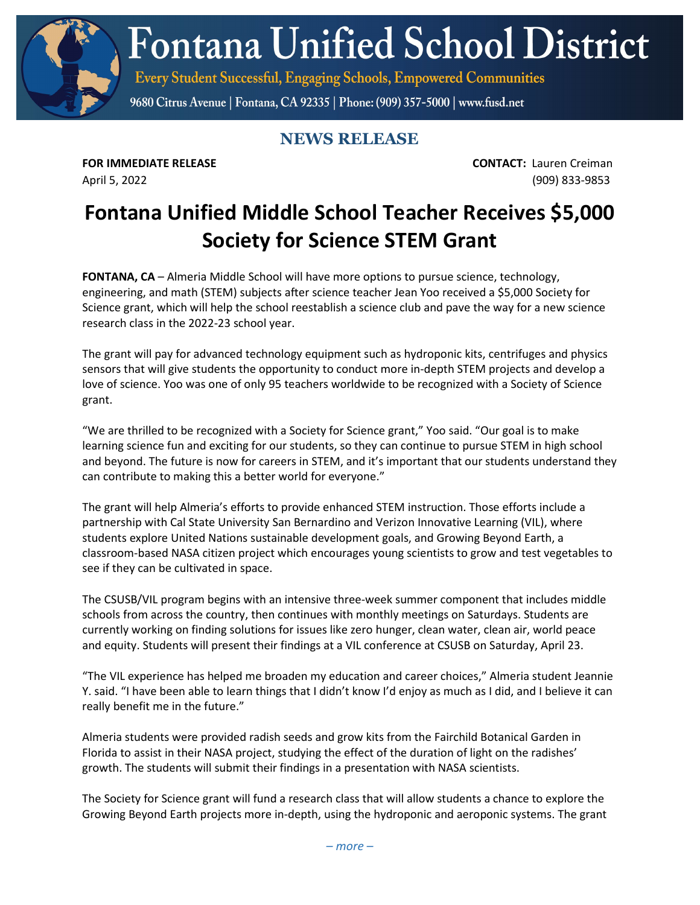# Fontana Unified School District

Every Student Successful, Engaging Schools, Empowered Communities

9680 Citrus Avenue | Fontana, CA 92335 | Phone: (909) 357-5000 | www.fusd.net

## NEWS RELEASE

**FOR IMMEDIATE RELEASE**
April 5, 2022

**CONTACT:** Lauren Creiman
(909) 833-9853

# Fontana Unified Middle School Teacher Receives $5,000 Society for Science STEM Grant

**FONTANA, CA** – Almeria Middle School will have more options to pursue science, technology, engineering, and math (STEM) subjects after science teacher Jean Yoo received a $5,000 Society for Science grant, which will help the school reestablish a science club and pave the way for a new science research class in the 2022-23 school year.

The grant will pay for advanced technology equipment such as hydroponic kits, centrifuges and physics sensors that will give students the opportunity to conduct more in-depth STEM projects and develop a love of science. Yoo was one of only 95 teachers worldwide to be recognized with a Society of Science grant.

"We are thrilled to be recognized with a Society for Science grant," Yoo said. "Our goal is to make learning science fun and exciting for our students, so they can continue to pursue STEM in high school and beyond. The future is now for careers in STEM, and it's important that our students understand they can contribute to making this a better world for everyone."

The grant will help Almeria's efforts to provide enhanced STEM instruction. Those efforts include a partnership with Cal State University San Bernardino and Verizon Innovative Learning (VIL), where students explore United Nations sustainable development goals, and Growing Beyond Earth, a classroom-based NASA citizen project which encourages young scientists to grow and test vegetables to see if they can be cultivated in space.

The CSUSB/VIL program begins with an intensive three-week summer component that includes middle schools from across the country, then continues with monthly meetings on Saturdays. Students are currently working on finding solutions for issues like zero hunger, clean water, clean air, world peace and equity. Students will present their findings at a VIL conference at CSUSB on Saturday, April 23.

"The VIL experience has helped me broaden my education and career choices," Almeria student Jeannie Y. said. "I have been able to learn things that I didn't know I'd enjoy as much as I did, and I believe it can really benefit me in the future."

Almeria students were provided radish seeds and grow kits from the Fairchild Botanical Garden in Florida to assist in their NASA project, studying the effect of the duration of light on the radishes' growth. The students will submit their findings in a presentation with NASA scientists.

The Society for Science grant will fund a research class that will allow students a chance to explore the Growing Beyond Earth projects more in-depth, using the hydroponic and aeroponic systems. The grant

*– more –*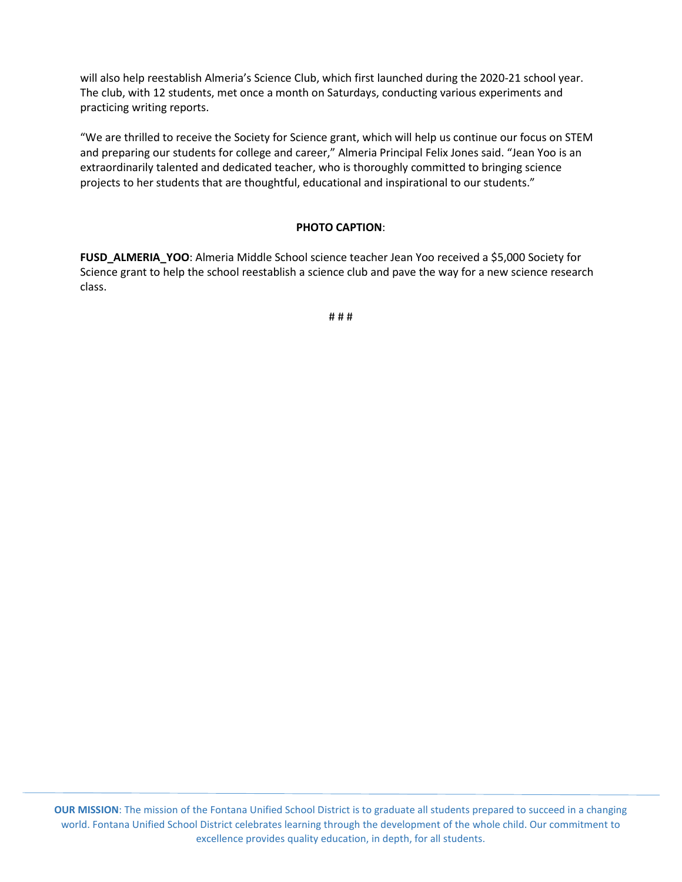will also help reestablish Almeria's Science Club, which first launched during the 2020-21 school year. The club, with 12 students, met once a month on Saturdays, conducting various experiments and practicing writing reports.

"We are thrilled to receive the Society for Science grant, which will help us continue our focus on STEM and preparing our students for college and career," Almeria Principal Felix Jones said. "Jean Yoo is an extraordinarily talented and dedicated teacher, who is thoroughly committed to bringing science projects to her students that are thoughtful, educational and inspirational to our students."

**PHOTO CAPTION**:

**FUSD_ALMERIA_YOO**: Almeria Middle School science teacher Jean Yoo received a $5,000 Society for Science grant to help the school reestablish a science club and pave the way for a new science research class.

# # #

**OUR MISSION**: The mission of the Fontana Unified School District is to graduate all students prepared to succeed in a changing world. Fontana Unified School District celebrates learning through the development of the whole child. Our commitment to excellence provides quality education, in depth, for all students.